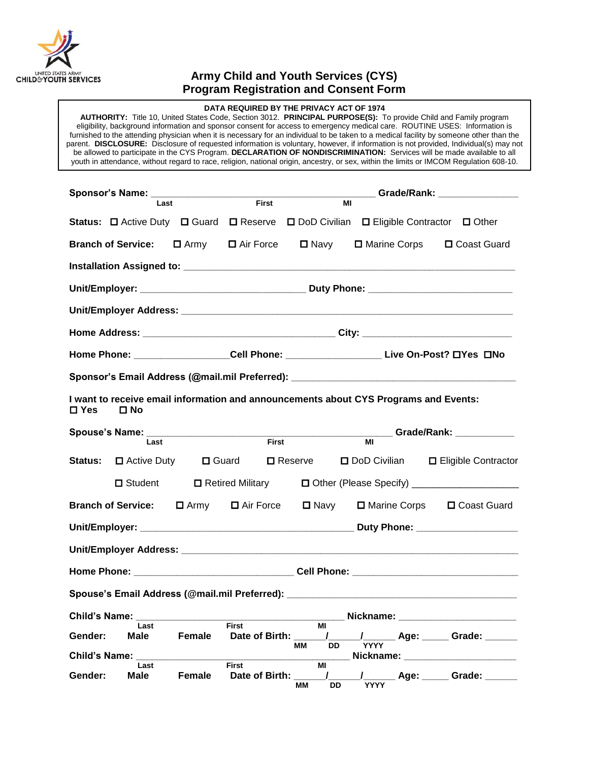UNITED STATES ARMY
CHILD & YOUTH SERVICES

# Army Child and Youth Services (CYS)
# Program Registration and Consent Form

**DATA REQUIRED BY THE PRIVACY ACT OF 1974**

**AUTHORITY:** Title 10, United States Code, Section 3012. **PRINCIPAL PURPOSE(S):** To provide Child and Family program eligibility, background information and sponsor consent for access to emergency medical care. ROUTINE USES: Information is furnished to the attending physician when it is necessary for an individual to be taken to a medical facility by someone other than the parent. **DISCLOSURE:** Disclosure of requested information is voluntary, however, if information is not provided, Individual(s) may not be allowed to participate in the CYS Program. **DECLARATION OF NONDISCRIMINATION:** Services will be made available to all youth in attendance, without regard to race, religion, national origin, ancestry, or sex, within the limits or IMCOM Regulation 608-10.

**Sponsor's Name:** ____________________________________________ **Grade/Rank:** _______________
Last First MI

**Status:** ☐ Active Duty ☐ Guard ☐ Reserve ☐ DoD Civilian ☐ Eligible Contractor ☐ Other

**Branch of Service:** ☐ Army ☐ Air Force ☐ Navy ☐ Marine Corps ☐ Coast Guard

**Installation Assigned to:** ________________________________________________________________

**Unit/Employer:** ________________________________ **Duty Phone:** ___________________________

**Unit/Employer Address:** ______________________________________________________________

**Home Address:** _____________________________________ **City:** ____________________________

**Home Phone:** __________________ **Cell Phone:** __________________ **Live On-Post?** ☐**Yes** ☐**No**

**Sponsor's Email Address (@mail.mil Preferred):** __________________________________________

**I want to receive email information and announcements about CYS Programs and Events:**
☐ **Yes** ☐ **No**

**Spouse's Name:** ______________________________________________ **Grade/Rank:** ___________
Last First MI

**Status:** ☐ Active Duty ☐ Guard ☐ Reserve ☐ DoD Civilian ☐ Eligible Contractor

☐ Student ☐ Retired Military ☐ Other (Please Specify) ___________________

**Branch of Service:** ☐ Army ☐ Air Force ☐ Navy ☐ Marine Corps ☐ Coast Guard

**Unit/Employer:** _________________________________________ **Duty Phone:** ___________________

**Unit/Employer Address:** ______________________________________________________________

**Home Phone:** ______________________________ **Cell Phone:** _______________________________

**Spouse's Email Address (@mail.mil Preferred):** ___________________________________________

**Child's Name:** __________________________________________ **Nickname:** ______________________
Last First MI

**Gender:** **Male** **Female** **Date of Birth:** ______/______/______ **Age:** _____ **Grade:** ______
MM DD YYYY

**Child's Name:** __________________________________________ **Nickname:** ______________________
Last First MI

**Gender:** **Male** **Female** **Date of Birth:** ______/______/______ **Age:** _____ **Grade:** ______
MM DD YYYY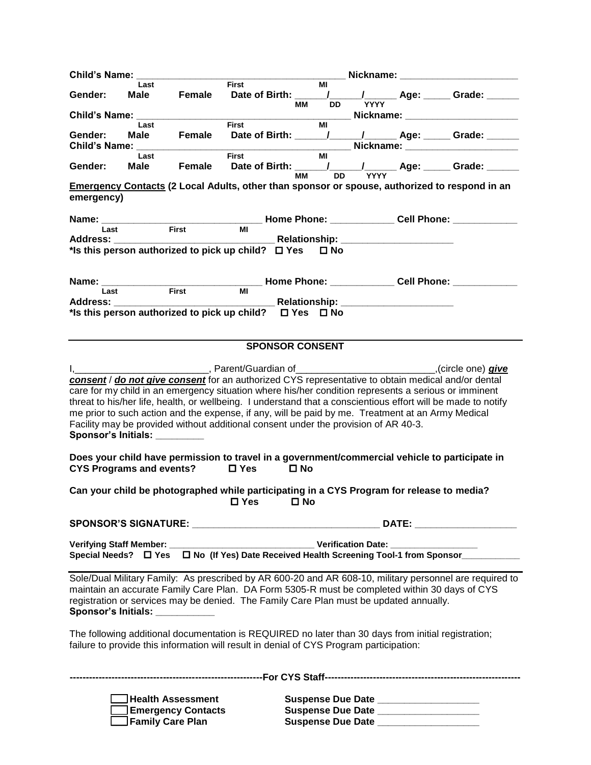**Child's Name:** ______________________________ **Nickname:** __________________
Last First MI

**Gender:** Male Female **Date of Birth:** _____/_____/_____ **Age:** _____ **Grade:** ______
MM DD YYYY

**Child's Name:** ______________________________ **Nickname:** __________________
Last First MI

**Gender:** Male Female **Date of Birth:** _____/_____/_____ **Age:** _____ **Grade:** ______

**Child's Name:** ______________________________ **Nickname:** __________________
Last First MI

**Gender:** Male Female **Date of Birth:** _____/_____/_____ **Age:** _____ **Grade:** ______
MM DD YYYY

**Emergency Contacts (2 Local Adults, other than sponsor or spouse, authorized to respond in an emergency)**

**Name:** ______________________ **Home Phone:** __________ **Cell Phone:** __________
Last First MI

**Address:** ______________________ **Relationship:** __________________

**\*Is this person authorized to pick up child?** ☐ Yes ☐ No

**Name:** ______________________ **Home Phone:** __________ **Cell Phone:** __________
Last First MI

**Address:** ______________________ **Relationship:** __________________

**\*Is this person authorized to pick up child?** ☐ Yes ☐ No

## SPONSOR CONSENT

I,________________________, Parent/Guardian of________________________,(circle one) ***give consent*** / ***do not give consent*** for an authorized CYS representative to obtain medical and/or dental care for my child in an emergency situation where his/her condition represents a serious or imminent threat to his/her life, health, or wellbeing. I understand that a conscientious effort will be made to notify me prior to such action and the expense, if any, will be paid by me. Treatment at an Army Medical Facility may be provided without additional consent under the provision of AR 40-3.

**Sponsor's Initials:** _________

**Does your child have permission to travel in a government/commercial vehicle to participate in CYS Programs and events?** ☐ Yes ☐ No

**Can your child be photographed while participating in a CYS Program for release to media?** ☐ Yes ☐ No

**SPONSOR'S SIGNATURE:** ______________________________ **DATE:** ________________

**Verifying Staff Member:** __________________________ **Verification Date:** ________________

**Special Needs?** ☐ Yes ☐ No **(If Yes) Date Received Health Screening Tool-1 from Sponsor**__________

Sole/Dual Military Family: As prescribed by AR 600-20 and AR 608-10, military personnel are required to maintain an accurate Family Care Plan. DA Form 5305-R must be completed within 30 days of CYS registration or services may be denied. The Family Care Plan must be updated annually.

**Sponsor's Initials:** ___________

The following additional documentation is REQUIRED no later than 30 days from initial registration; failure to provide this information will result in denial of CYS Program participation:

**-------------------------For CYS Staff-------------------------**

☐ **Health Assessment** **Suspense Due Date** ________________

☐ **Emergency Contacts** **Suspense Due Date** ________________

☐ **Family Care Plan** **Suspense Due Date** ________________